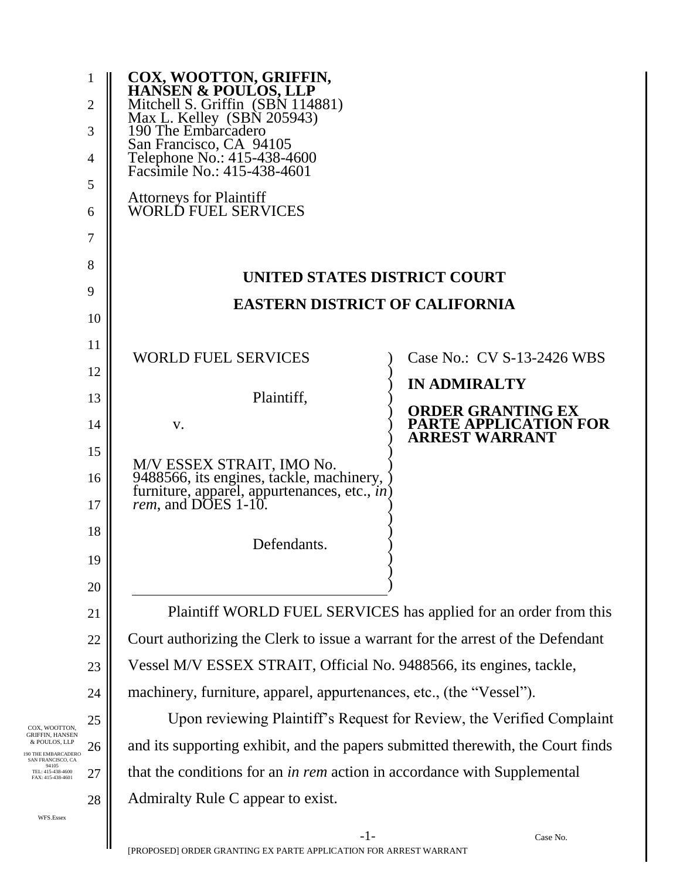**COX, WOOTTON, GRIFFIN, HANSEN & POULOS, LLP**
Mitchell S. Griffin (SBN 114881)
Max L. Kelley (SBN 205943)
190 The Embarcadero
San Francisco, CA 94105
Telephone No.: 415-438-4600
Facsimile No.: 415-438-4601

Attorneys for Plaintiff
WORLD FUEL SERVICES

**UNITED STATES DISTRICT COURT**

**EASTERN DISTRICT OF CALIFORNIA**

WORLD FUEL SERVICES

Plaintiff,

v.

M/V ESSEX STRAIT, IMO No. 9488566, its engines, tackle, machinery, furniture, apparel, appurtenances, etc., *in rem*, and DOES 1-10.

Defendants.

Case No.: CV S-13-2426 WBS

**IN ADMIRALTY**

**ORDER GRANTING EX PARTE APPLICATION FOR ARREST WARRANT**

Plaintiff WORLD FUEL SERVICES has applied for an order from this Court authorizing the Clerk to issue a warrant for the arrest of the Defendant Vessel M/V ESSEX STRAIT, Official No. 9488566, its engines, tackle, machinery, furniture, apparel, appurtenances, etc., (the "Vessel").

Upon reviewing Plaintiff's Request for Review, the Verified Complaint and its supporting exhibit, and the papers submitted therewith, the Court finds that the conditions for an *in rem* action in accordance with Supplemental Admiralty Rule C appear to exist.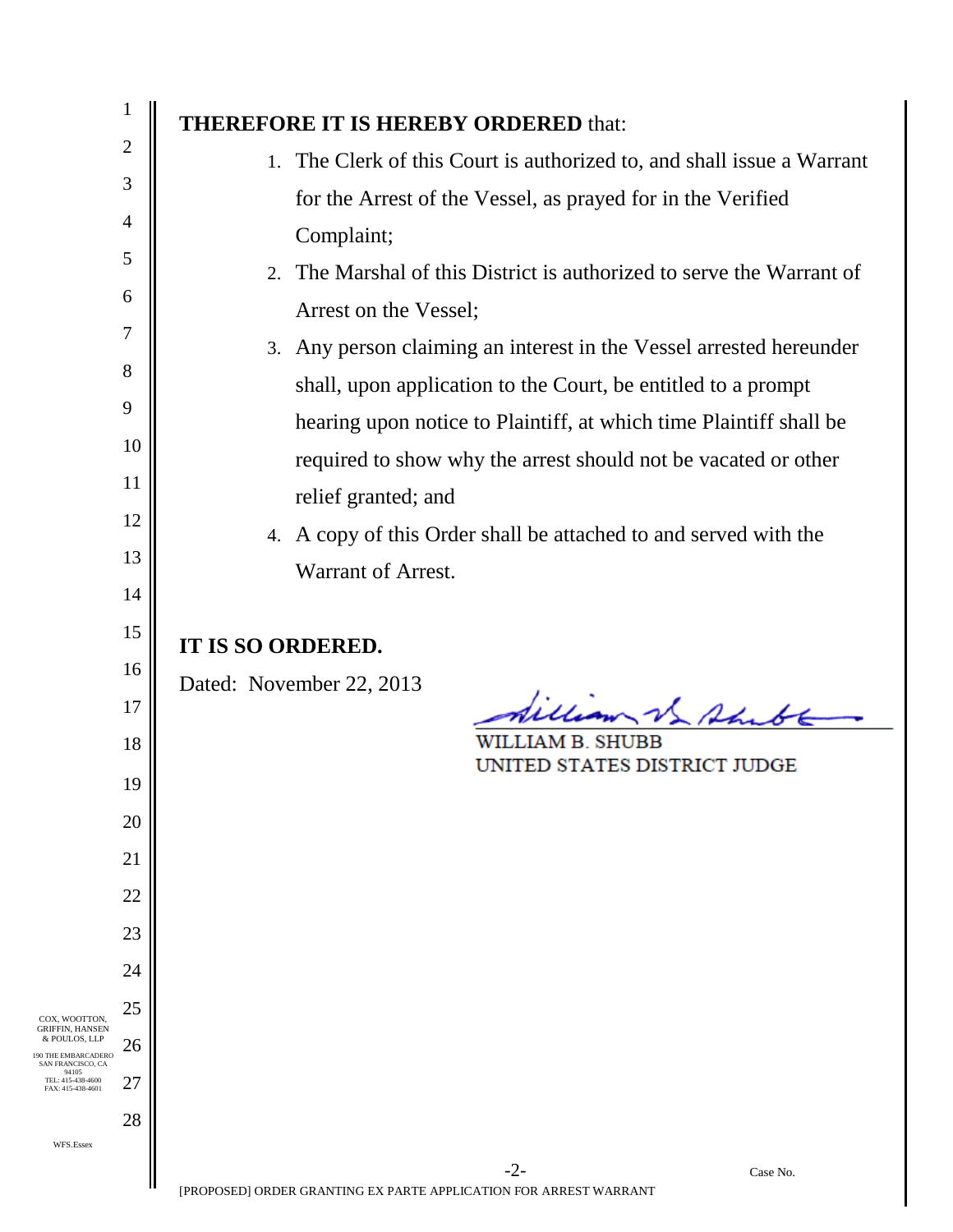**THEREFORE IT IS HEREBY ORDERED** that:

1. The Clerk of this Court is authorized to, and shall issue a Warrant for the Arrest of the Vessel, as prayed for in the Verified Complaint;
2. The Marshal of this District is authorized to serve the Warrant of Arrest on the Vessel;
3. Any person claiming an interest in the Vessel arrested hereunder shall, upon application to the Court, be entitled to a prompt hearing upon notice to Plaintiff, at which time Plaintiff shall be required to show why the arrest should not be vacated or other relief granted; and
4. A copy of this Order shall be attached to and served with the Warrant of Arrest.

**IT IS SO ORDERED.**

Dated: November 22, 2013

WILLIAM B. SHUBB
UNITED STATES DISTRICT JUDGE